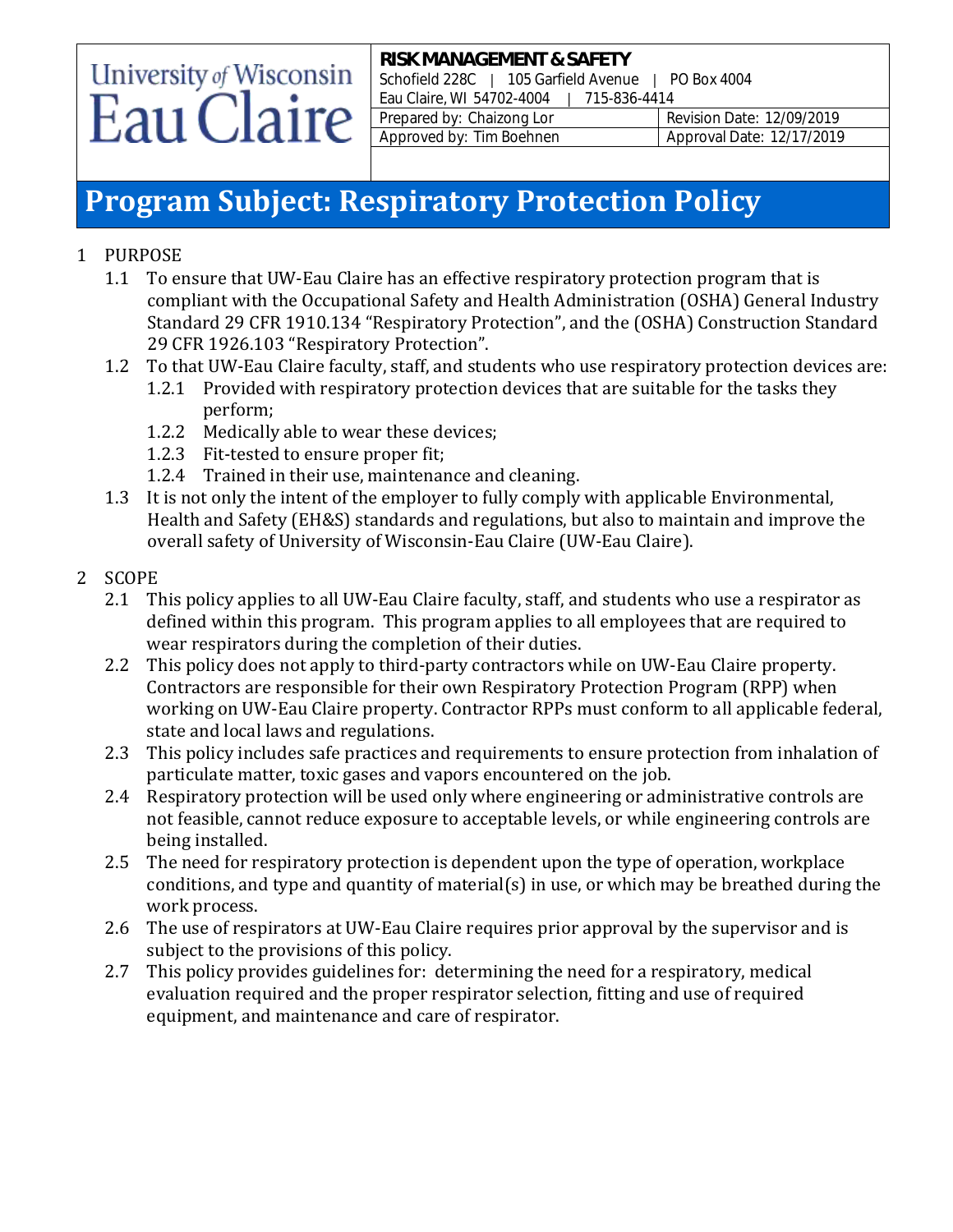University of Wisconsin Eau Claire

**RISK MANAGEMENT & SAFETY**
Schofield 228C | 105 Garfield Avenue | PO Box 4004
Eau Claire, WI 54702-4004 | 715-836-4414

| Prepared by: Chaizong Lor | Revision Date: 12/09/2019 |
| --- | --- |
| Approved by: Tim Boehnen | Approval Date: 12/17/2019 |

# Program Subject: Respiratory Protection Policy

1 PURPOSE

1.1 To ensure that UW-Eau Claire has an effective respiratory protection program that is compliant with the Occupational Safety and Health Administration (OSHA) General Industry Standard 29 CFR 1910.134 "Respiratory Protection", and the (OSHA) Construction Standard 29 CFR 1926.103 "Respiratory Protection".

1.2 To that UW-Eau Claire faculty, staff, and students who use respiratory protection devices are:

1.2.1 Provided with respiratory protection devices that are suitable for the tasks they perform;

1.2.2 Medically able to wear these devices;

1.2.3 Fit-tested to ensure proper fit;

1.2.4 Trained in their use, maintenance and cleaning.

1.3 It is not only the intent of the employer to fully comply with applicable Environmental, Health and Safety (EH&S) standards and regulations, but also to maintain and improve the overall safety of University of Wisconsin-Eau Claire (UW-Eau Claire).

2 SCOPE

2.1 This policy applies to all UW-Eau Claire faculty, staff, and students who use a respirator as defined within this program. This program applies to all employees that are required to wear respirators during the completion of their duties.

2.2 This policy does not apply to third-party contractors while on UW-Eau Claire property. Contractors are responsible for their own Respiratory Protection Program (RPP) when working on UW-Eau Claire property. Contractor RPPs must conform to all applicable federal, state and local laws and regulations.

2.3 This policy includes safe practices and requirements to ensure protection from inhalation of particulate matter, toxic gases and vapors encountered on the job.

2.4 Respiratory protection will be used only where engineering or administrative controls are not feasible, cannot reduce exposure to acceptable levels, or while engineering controls are being installed.

2.5 The need for respiratory protection is dependent upon the type of operation, workplace conditions, and type and quantity of material(s) in use, or which may be breathed during the work process.

2.6 The use of respirators at UW-Eau Claire requires prior approval by the supervisor and is subject to the provisions of this policy.

2.7 This policy provides guidelines for: determining the need for a respiratory, medical evaluation required and the proper respirator selection, fitting and use of required equipment, and maintenance and care of respirator.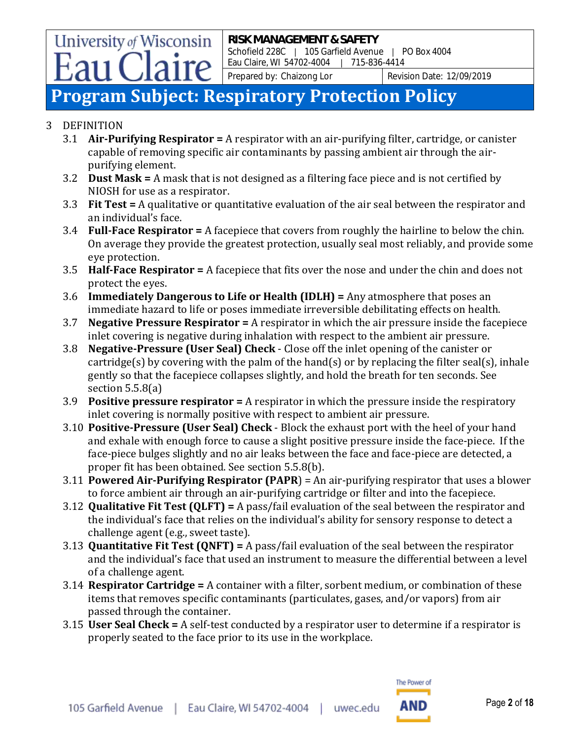## 3 DEFINITION

3.1 **Air-Purifying Respirator =** A respirator with an air-purifying filter, cartridge, or canister capable of removing specific air contaminants by passing ambient air through the air-purifying element.

3.2 **Dust Mask =** A mask that is not designed as a filtering face piece and is not certified by NIOSH for use as a respirator.

3.3 **Fit Test =** A qualitative or quantitative evaluation of the air seal between the respirator and an individual's face.

3.4 **Full-Face Respirator =** A facepiece that covers from roughly the hairline to below the chin. On average they provide the greatest protection, usually seal most reliably, and provide some eye protection.

3.5 **Half-Face Respirator =** A facepiece that fits over the nose and under the chin and does not protect the eyes.

3.6 **Immediately Dangerous to Life or Health (IDLH) =** Any atmosphere that poses an immediate hazard to life or poses immediate irreversible debilitating effects on health.

3.7 **Negative Pressure Respirator =** A respirator in which the air pressure inside the facepiece inlet covering is negative during inhalation with respect to the ambient air pressure.

3.8 **Negative-Pressure (User Seal) Check** - Close off the inlet opening of the canister or cartridge(s) by covering with the palm of the hand(s) or by replacing the filter seal(s), inhale gently so that the facepiece collapses slightly, and hold the breath for ten seconds. See section 5.5.8(a)

3.9 **Positive pressure respirator =** A respirator in which the pressure inside the respiratory inlet covering is normally positive with respect to ambient air pressure.

3.10 **Positive-Pressure (User Seal) Check** - Block the exhaust port with the heel of your hand and exhale with enough force to cause a slight positive pressure inside the face-piece. If the face-piece bulges slightly and no air leaks between the face and face-piece are detected, a proper fit has been obtained. See section 5.5.8(b).

3.11 **Powered Air-Purifying Respirator (PAPR**) = An air-purifying respirator that uses a blower to force ambient air through an air-purifying cartridge or filter and into the facepiece.

3.12 **Qualitative Fit Test (QLFT) =** A pass/fail evaluation of the seal between the respirator and the individual's face that relies on the individual's ability for sensory response to detect a challenge agent (e.g., sweet taste).

3.13 **Quantitative Fit Test (QNFT) =** A pass/fail evaluation of the seal between the respirator and the individual's face that used an instrument to measure the differential between a level of a challenge agent.

3.14 **Respirator Cartridge =** A container with a filter, sorbent medium, or combination of these items that removes specific contaminants (particulates, gases, and/or vapors) from air passed through the container.

3.15 **User Seal Check =** A self-test conducted by a respirator user to determine if a respirator is properly seated to the face prior to its use in the workplace.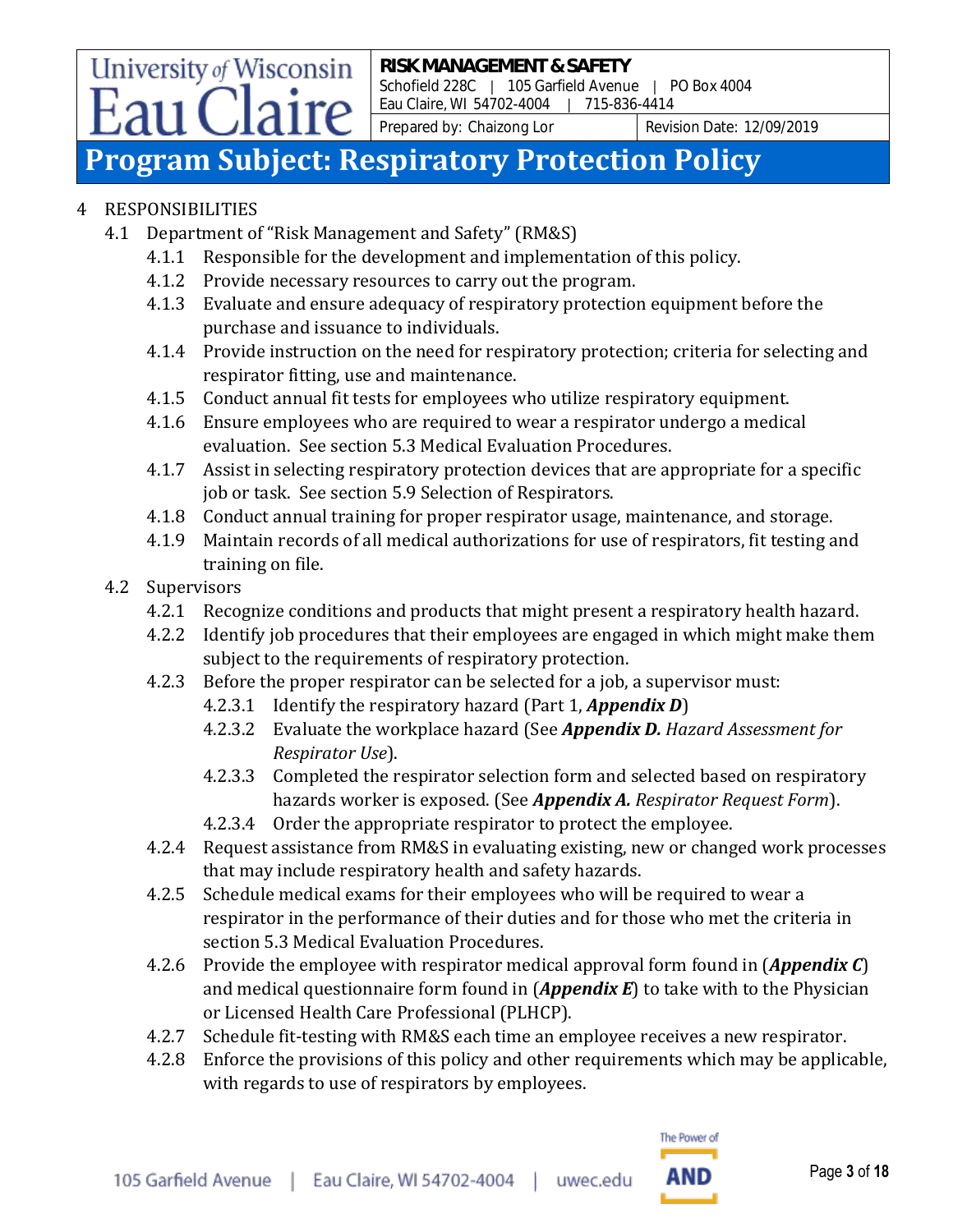4 RESPONSIBILITIES

4.1 Department of "Risk Management and Safety" (RM&S)

4.1.1 Responsible for the development and implementation of this policy.

4.1.2 Provide necessary resources to carry out the program.

4.1.3 Evaluate and ensure adequacy of respiratory protection equipment before the purchase and issuance to individuals.

4.1.4 Provide instruction on the need for respiratory protection; criteria for selecting and respirator fitting, use and maintenance.

4.1.5 Conduct annual fit tests for employees who utilize respiratory equipment.

4.1.6 Ensure employees who are required to wear a respirator undergo a medical evaluation. See section 5.3 Medical Evaluation Procedures.

4.1.7 Assist in selecting respiratory protection devices that are appropriate for a specific job or task. See section 5.9 Selection of Respirators.

4.1.8 Conduct annual training for proper respirator usage, maintenance, and storage.

4.1.9 Maintain records of all medical authorizations for use of respirators, fit testing and training on file.

4.2 Supervisors

4.2.1 Recognize conditions and products that might present a respiratory health hazard.

4.2.2 Identify job procedures that their employees are engaged in which might make them subject to the requirements of respiratory protection.

4.2.3 Before the proper respirator can be selected for a job, a supervisor must:

4.2.3.1 Identify the respiratory hazard (Part 1, ***Appendix D***)

4.2.3.2 Evaluate the workplace hazard (See ***Appendix D.*** *Hazard Assessment for Respirator Use*).

4.2.3.3 Completed the respirator selection form and selected based on respiratory hazards worker is exposed. (See ***Appendix A.*** *Respirator Request Form*).

4.2.3.4 Order the appropriate respirator to protect the employee.

4.2.4 Request assistance from RM&S in evaluating existing, new or changed work processes that may include respiratory health and safety hazards.

4.2.5 Schedule medical exams for their employees who will be required to wear a respirator in the performance of their duties and for those who met the criteria in section 5.3 Medical Evaluation Procedures.

4.2.6 Provide the employee with respirator medical approval form found in (***Appendix C***) and medical questionnaire form found in (***Appendix E***) to take with to the Physician or Licensed Health Care Professional (PLHCP).

4.2.7 Schedule fit-testing with RM&S each time an employee receives a new respirator.

4.2.8 Enforce the provisions of this policy and other requirements which may be applicable, with regards to use of respirators by employees.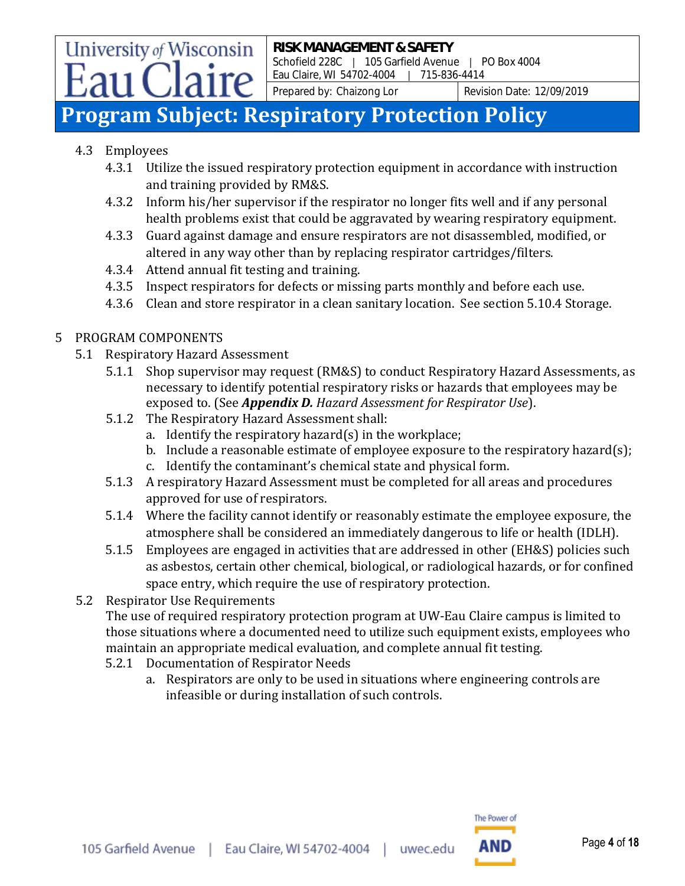4.3 Employees

4.3.1 Utilize the issued respiratory protection equipment in accordance with instruction and training provided by RM&S.

4.3.2 Inform his/her supervisor if the respirator no longer fits well and if any personal health problems exist that could be aggravated by wearing respiratory equipment.

4.3.3 Guard against damage and ensure respirators are not disassembled, modified, or altered in any way other than by replacing respirator cartridges/filters.

4.3.4 Attend annual fit testing and training.

4.3.5 Inspect respirators for defects or missing parts monthly and before each use.

4.3.6 Clean and store respirator in a clean sanitary location. See section 5.10.4 Storage.

## 5 PROGRAM COMPONENTS

### 5.1 Respiratory Hazard Assessment

5.1.1 Shop supervisor may request (RM&S) to conduct Respiratory Hazard Assessments, as necessary to identify potential respiratory risks or hazards that employees may be exposed to. (See ***Appendix D.*** *Hazard Assessment for Respirator Use*).

5.1.2 The Respiratory Hazard Assessment shall:

a. Identify the respiratory hazard(s) in the workplace;
b. Include a reasonable estimate of employee exposure to the respiratory hazard(s);
c. Identify the contaminant's chemical state and physical form.

5.1.3 A respiratory Hazard Assessment must be completed for all areas and procedures approved for use of respirators.

5.1.4 Where the facility cannot identify or reasonably estimate the employee exposure, the atmosphere shall be considered an immediately dangerous to life or health (IDLH).

5.1.5 Employees are engaged in activities that are addressed in other (EH&S) policies such as asbestos, certain other chemical, biological, or radiological hazards, or for confined space entry, which require the use of respiratory protection.

### 5.2 Respirator Use Requirements

The use of required respiratory protection program at UW-Eau Claire campus is limited to those situations where a documented need to utilize such equipment exists, employees who maintain an appropriate medical evaluation, and complete annual fit testing.

5.2.1 Documentation of Respirator Needs

a. Respirators are only to be used in situations where engineering controls are infeasible or during installation of such controls.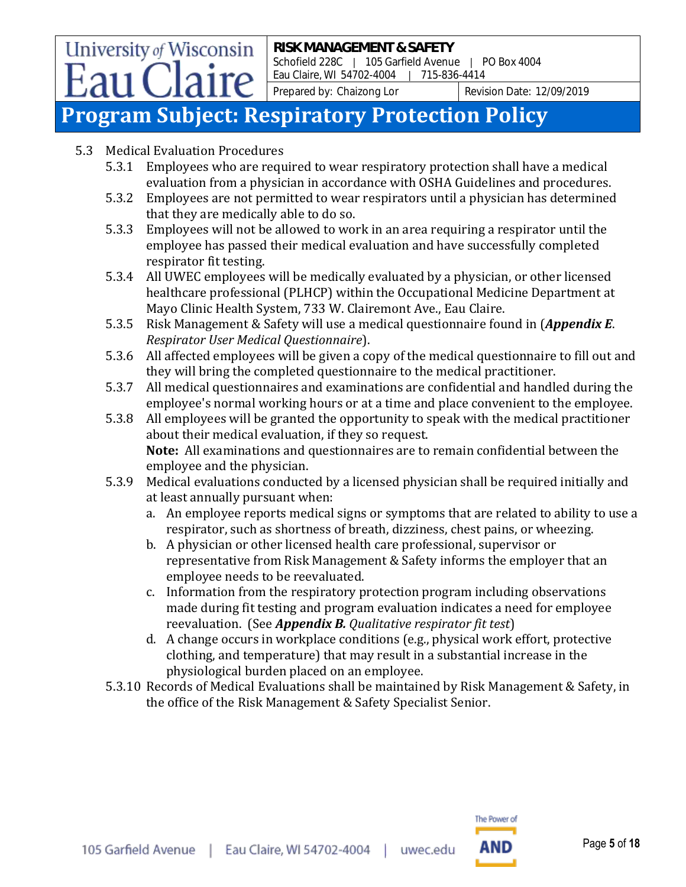- 5.3 Medical Evaluation Procedures
  - 5.3.1 Employees who are required to wear respiratory protection shall have a medical evaluation from a physician in accordance with OSHA Guidelines and procedures.
  - 5.3.2 Employees are not permitted to wear respirators until a physician has determined that they are medically able to do so.
  - 5.3.3 Employees will not be allowed to work in an area requiring a respirator until the employee has passed their medical evaluation and have successfully completed respirator fit testing.
  - 5.3.4 All UWEC employees will be medically evaluated by a physician, or other licensed healthcare professional (PLHCP) within the Occupational Medicine Department at Mayo Clinic Health System, 733 W. Clairemont Ave., Eau Claire.
  - 5.3.5 Risk Management & Safety will use a medical questionnaire found in (***Appendix E***. *Respirator User Medical Questionnaire*).
  - 5.3.6 All affected employees will be given a copy of the medical questionnaire to fill out and they will bring the completed questionnaire to the medical practitioner.
  - 5.3.7 All medical questionnaires and examinations are confidential and handled during the employee's normal working hours or at a time and place convenient to the employee.
  - 5.3.8 All employees will be granted the opportunity to speak with the medical practitioner about their medical evaluation, if they so request.
    **Note:** All examinations and questionnaires are to remain confidential between the employee and the physician.
  - 5.3.9 Medical evaluations conducted by a licensed physician shall be required initially and at least annually pursuant when:
    - a. An employee reports medical signs or symptoms that are related to ability to use a respirator, such as shortness of breath, dizziness, chest pains, or wheezing.
    - b. A physician or other licensed health care professional, supervisor or representative from Risk Management & Safety informs the employer that an employee needs to be reevaluated.
    - c. Information from the respiratory protection program including observations made during fit testing and program evaluation indicates a need for employee reevaluation. (See ***Appendix B.*** *Qualitative respirator fit test*)
    - d. A change occurs in workplace conditions (e.g., physical work effort, protective clothing, and temperature) that may result in a substantial increase in the physiological burden placed on an employee.
  - 5.3.10 Records of Medical Evaluations shall be maintained by Risk Management & Safety, in the office of the Risk Management & Safety Specialist Senior.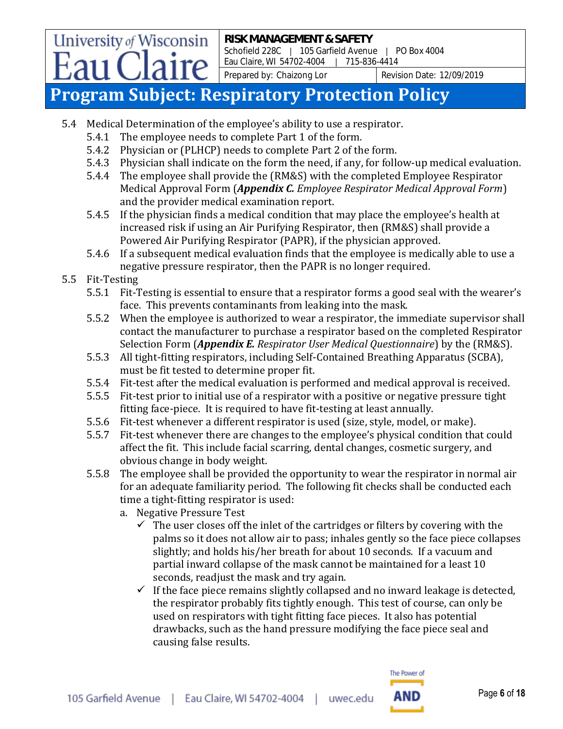- 5.4 Medical Determination of the employee's ability to use a respirator.
  - 5.4.1 The employee needs to complete Part 1 of the form.
  - 5.4.2 Physician or (PLHCP) needs to complete Part 2 of the form.
  - 5.4.3 Physician shall indicate on the form the need, if any, for follow-up medical evaluation.
  - 5.4.4 The employee shall provide the (RM&S) with the completed Employee Respirator Medical Approval Form (***Appendix C.*** *Employee Respirator Medical Approval Form*) and the provider medical examination report.
  - 5.4.5 If the physician finds a medical condition that may place the employee's health at increased risk if using an Air Purifying Respirator, then (RM&S) shall provide a Powered Air Purifying Respirator (PAPR), if the physician approved.
  - 5.4.6 If a subsequent medical evaluation finds that the employee is medically able to use a negative pressure respirator, then the PAPR is no longer required.
- 5.5 Fit-Testing
  - 5.5.1 Fit-Testing is essential to ensure that a respirator forms a good seal with the wearer's face. This prevents contaminants from leaking into the mask.
  - 5.5.2 When the employee is authorized to wear a respirator, the immediate supervisor shall contact the manufacturer to purchase a respirator based on the completed Respirator Selection Form (***Appendix E.*** *Respirator User Medical Questionnaire*) by the (RM&S).
  - 5.5.3 All tight-fitting respirators, including Self-Contained Breathing Apparatus (SCBA), must be fit tested to determine proper fit.
  - 5.5.4 Fit-test after the medical evaluation is performed and medical approval is received.
  - 5.5.5 Fit-test prior to initial use of a respirator with a positive or negative pressure tight fitting face-piece. It is required to have fit-testing at least annually.
  - 5.5.6 Fit-test whenever a different respirator is used (size, style, model, or make).
  - 5.5.7 Fit-test whenever there are changes to the employee's physical condition that could affect the fit. This include facial scarring, dental changes, cosmetic surgery, and obvious change in body weight.
  - 5.5.8 The employee shall be provided the opportunity to wear the respirator in normal air for an adequate familiarity period. The following fit checks shall be conducted each time a tight-fitting respirator is used:
    - a. Negative Pressure Test
      - ✓ The user closes off the inlet of the cartridges or filters by covering with the palms so it does not allow air to pass; inhales gently so the face piece collapses slightly; and holds his/her breath for about 10 seconds. If a vacuum and partial inward collapse of the mask cannot be maintained for a least 10 seconds, readjust the mask and try again.
      - ✓ If the face piece remains slightly collapsed and no inward leakage is detected, the respirator probably fits tightly enough. This test of course, can only be used on respirators with tight fitting face pieces. It also has potential drawbacks, such as the hand pressure modifying the face piece seal and causing false results.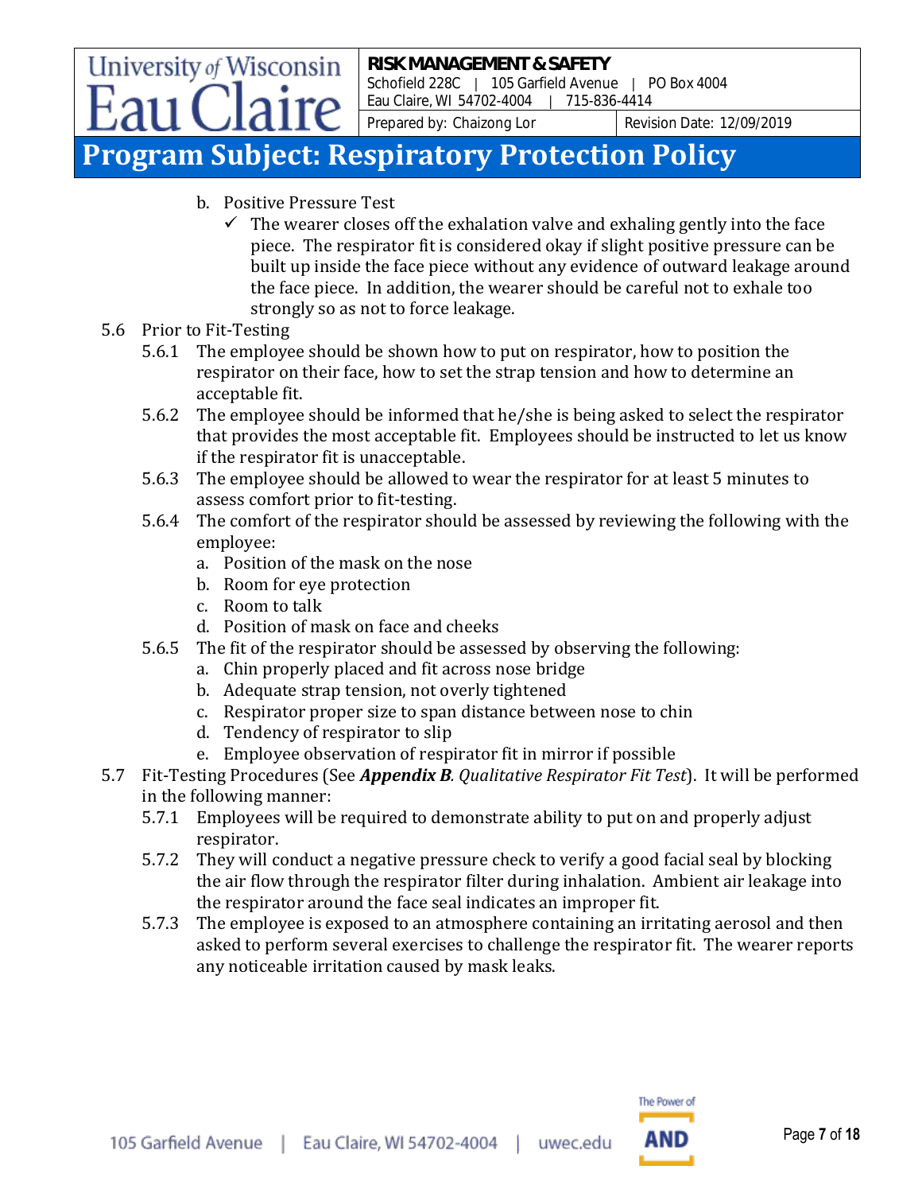b. Positive Pressure Test
   - ✓ The wearer closes off the exhalation valve and exhaling gently into the face piece. The respirator fit is considered okay if slight positive pressure can be built up inside the face piece without any evidence of outward leakage around the face piece. In addition, the wearer should be careful not to exhale too strongly so as not to force leakage.

5.6 Prior to Fit-Testing

5.6.1 The employee should be shown how to put on respirator, how to position the respirator on their face, how to set the strap tension and how to determine an acceptable fit.

5.6.2 The employee should be informed that he/she is being asked to select the respirator that provides the most acceptable fit. Employees should be instructed to let us know if the respirator fit is unacceptable.

5.6.3 The employee should be allowed to wear the respirator for at least 5 minutes to assess comfort prior to fit-testing.

5.6.4 The comfort of the respirator should be assessed by reviewing the following with the employee:

a. Position of the mask on the nose
b. Room for eye protection
c. Room to talk
d. Position of mask on face and cheeks

5.6.5 The fit of the respirator should be assessed by observing the following:

a. Chin properly placed and fit across nose bridge
b. Adequate strap tension, not overly tightened
c. Respirator proper size to span distance between nose to chin
d. Tendency of respirator to slip
e. Employee observation of respirator fit in mirror if possible

5.7 Fit-Testing Procedures (See ***Appendix B****. Qualitative Respirator Fit Test*). It will be performed in the following manner:

5.7.1 Employees will be required to demonstrate ability to put on and properly adjust respirator.

5.7.2 They will conduct a negative pressure check to verify a good facial seal by blocking the air flow through the respirator filter during inhalation. Ambient air leakage into the respirator around the face seal indicates an improper fit.

5.7.3 The employee is exposed to an atmosphere containing an irritating aerosol and then asked to perform several exercises to challenge the respirator fit. The wearer reports any noticeable irritation caused by mask leaks.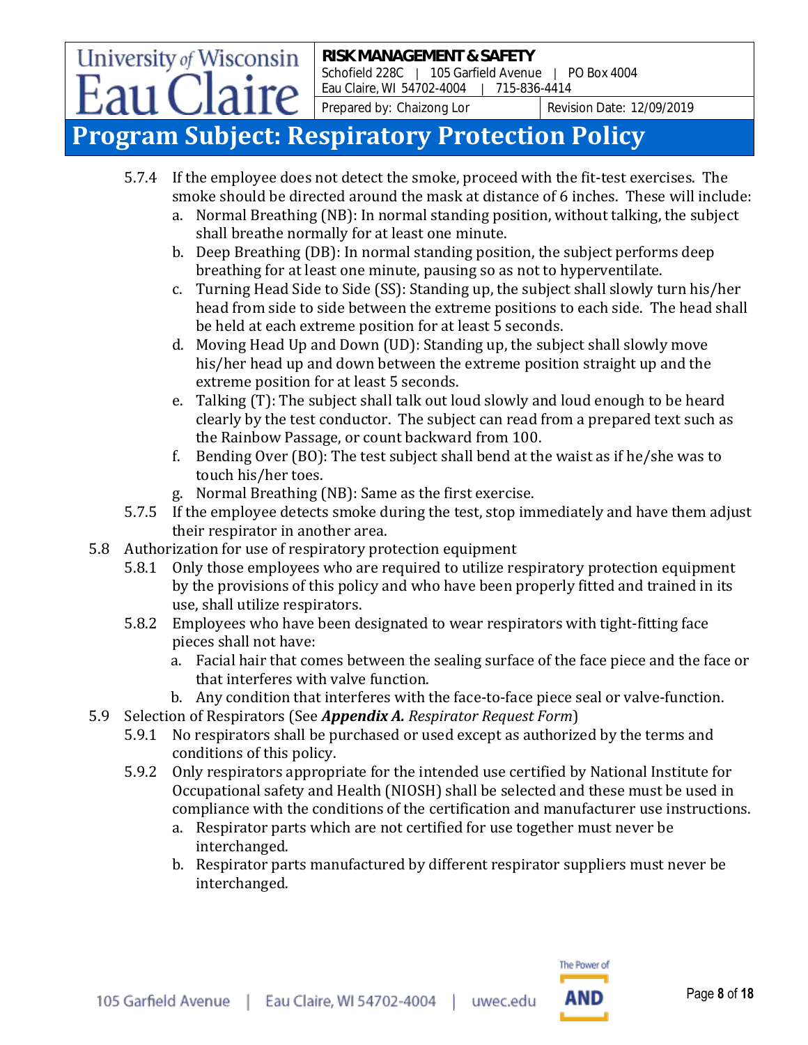5.7.4 If the employee does not detect the smoke, proceed with the fit-test exercises. The smoke should be directed around the mask at distance of 6 inches. These will include:

a. Normal Breathing (NB): In normal standing position, without talking, the subject shall breathe normally for at least one minute.
b. Deep Breathing (DB): In normal standing position, the subject performs deep breathing for at least one minute, pausing so as not to hyperventilate.
c. Turning Head Side to Side (SS): Standing up, the subject shall slowly turn his/her head from side to side between the extreme positions to each side. The head shall be held at each extreme position for at least 5 seconds.
d. Moving Head Up and Down (UD): Standing up, the subject shall slowly move his/her head up and down between the extreme position straight up and the extreme position for at least 5 seconds.
e. Talking (T): The subject shall talk out loud slowly and loud enough to be heard clearly by the test conductor. The subject can read from a prepared text such as the Rainbow Passage, or count backward from 100.
f. Bending Over (BO): The test subject shall bend at the waist as if he/she was to touch his/her toes.
g. Normal Breathing (NB): Same as the first exercise.

5.7.5 If the employee detects smoke during the test, stop immediately and have them adjust their respirator in another area.

5.8 Authorization for use of respiratory protection equipment

5.8.1 Only those employees who are required to utilize respiratory protection equipment by the provisions of this policy and who have been properly fitted and trained in its use, shall utilize respirators.

5.8.2 Employees who have been designated to wear respirators with tight-fitting face pieces shall not have:

a. Facial hair that comes between the sealing surface of the face piece and the face or that interferes with valve function.
b. Any condition that interferes with the face-to-face piece seal or valve-function.

5.9 Selection of Respirators (See ***Appendix A.*** *Respirator Request Form*)

5.9.1 No respirators shall be purchased or used except as authorized by the terms and conditions of this policy.

5.9.2 Only respirators appropriate for the intended use certified by National Institute for Occupational safety and Health (NIOSH) shall be selected and these must be used in compliance with the conditions of the certification and manufacturer use instructions.

a. Respirator parts which are not certified for use together must never be interchanged.
b. Respirator parts manufactured by different respirator suppliers must never be interchanged.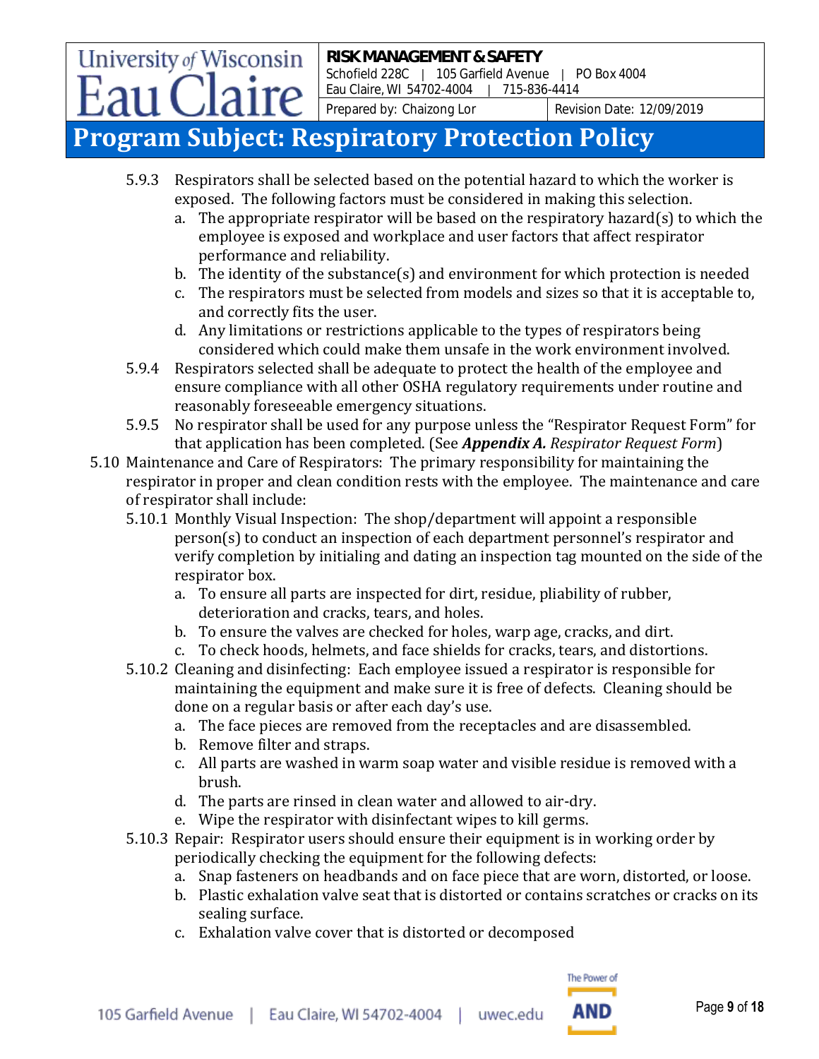5.9.3 Respirators shall be selected based on the potential hazard to which the worker is exposed. The following factors must be considered in making this selection.

a. The appropriate respirator will be based on the respiratory hazard(s) to which the employee is exposed and workplace and user factors that affect respirator performance and reliability.
b. The identity of the substance(s) and environment for which protection is needed
c. The respirators must be selected from models and sizes so that it is acceptable to, and correctly fits the user.
d. Any limitations or restrictions applicable to the types of respirators being considered which could make them unsafe in the work environment involved.

5.9.4 Respirators selected shall be adequate to protect the health of the employee and ensure compliance with all other OSHA regulatory requirements under routine and reasonably foreseeable emergency situations.

5.9.5 No respirator shall be used for any purpose unless the "Respirator Request Form" for that application has been completed. (See ***Appendix A.*** *Respirator Request Form*)

5.10 Maintenance and Care of Respirators: The primary responsibility for maintaining the respirator in proper and clean condition rests with the employee. The maintenance and care of respirator shall include:

5.10.1 Monthly Visual Inspection: The shop/department will appoint a responsible person(s) to conduct an inspection of each department personnel's respirator and verify completion by initialing and dating an inspection tag mounted on the side of the respirator box.

a. To ensure all parts are inspected for dirt, residue, pliability of rubber, deterioration and cracks, tears, and holes.
b. To ensure the valves are checked for holes, warp age, cracks, and dirt.
c. To check hoods, helmets, and face shields for cracks, tears, and distortions.

5.10.2 Cleaning and disinfecting: Each employee issued a respirator is responsible for maintaining the equipment and make sure it is free of defects. Cleaning should be done on a regular basis or after each day's use.

a. The face pieces are removed from the receptacles and are disassembled.
b. Remove filter and straps.
c. All parts are washed in warm soap water and visible residue is removed with a brush.
d. The parts are rinsed in clean water and allowed to air-dry.
e. Wipe the respirator with disinfectant wipes to kill germs.

5.10.3 Repair: Respirator users should ensure their equipment is in working order by periodically checking the equipment for the following defects:

a. Snap fasteners on headbands and on face piece that are worn, distorted, or loose.
b. Plastic exhalation valve seat that is distorted or contains scratches or cracks on its sealing surface.
c. Exhalation valve cover that is distorted or decomposed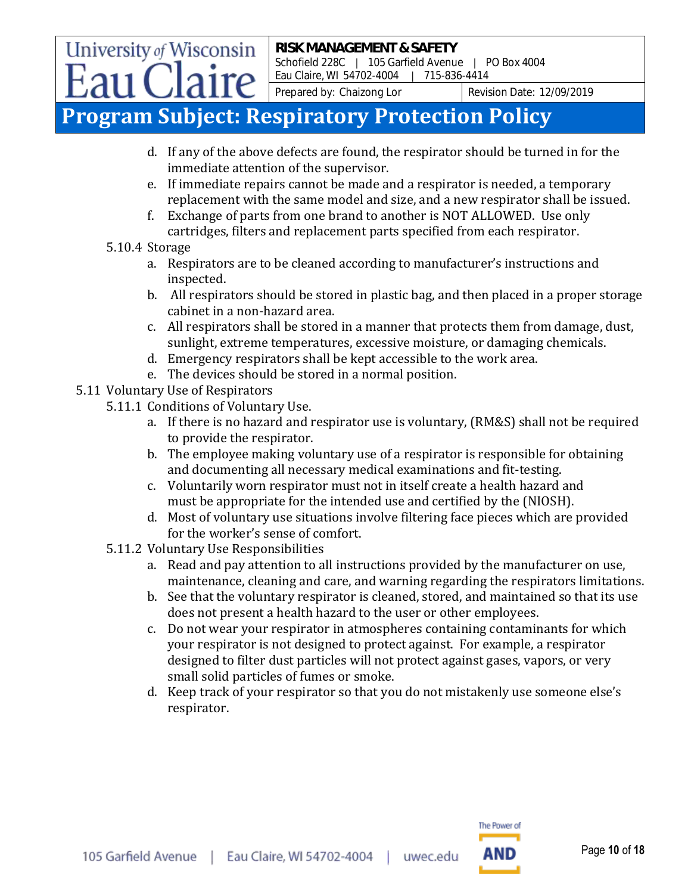d. If any of the above defects are found, the respirator should be turned in for the immediate attention of the supervisor.
e. If immediate repairs cannot be made and a respirator is needed, a temporary replacement with the same model and size, and a new respirator shall be issued.
f. Exchange of parts from one brand to another is NOT ALLOWED. Use only cartridges, filters and replacement parts specified from each respirator.

5.10.4 Storage

a. Respirators are to be cleaned according to manufacturer's instructions and inspected.
b. All respirators should be stored in plastic bag, and then placed in a proper storage cabinet in a non-hazard area.
c. All respirators shall be stored in a manner that protects them from damage, dust, sunlight, extreme temperatures, excessive moisture, or damaging chemicals.
d. Emergency respirators shall be kept accessible to the work area.
e. The devices should be stored in a normal position.

5.11 Voluntary Use of Respirators

5.11.1 Conditions of Voluntary Use.

a. If there is no hazard and respirator use is voluntary, (RM&S) shall not be required to provide the respirator.
b. The employee making voluntary use of a respirator is responsible for obtaining and documenting all necessary medical examinations and fit-testing.
c. Voluntarily worn respirator must not in itself create a health hazard and must be appropriate for the intended use and certified by the (NIOSH).
d. Most of voluntary use situations involve filtering face pieces which are provided for the worker's sense of comfort.

5.11.2 Voluntary Use Responsibilities

a. Read and pay attention to all instructions provided by the manufacturer on use, maintenance, cleaning and care, and warning regarding the respirators limitations.
b. See that the voluntary respirator is cleaned, stored, and maintained so that its use does not present a health hazard to the user or other employees.
c. Do not wear your respirator in atmospheres containing contaminants for which your respirator is not designed to protect against. For example, a respirator designed to filter dust particles will not protect against gases, vapors, or very small solid particles of fumes or smoke.
d. Keep track of your respirator so that you do not mistakenly use someone else's respirator.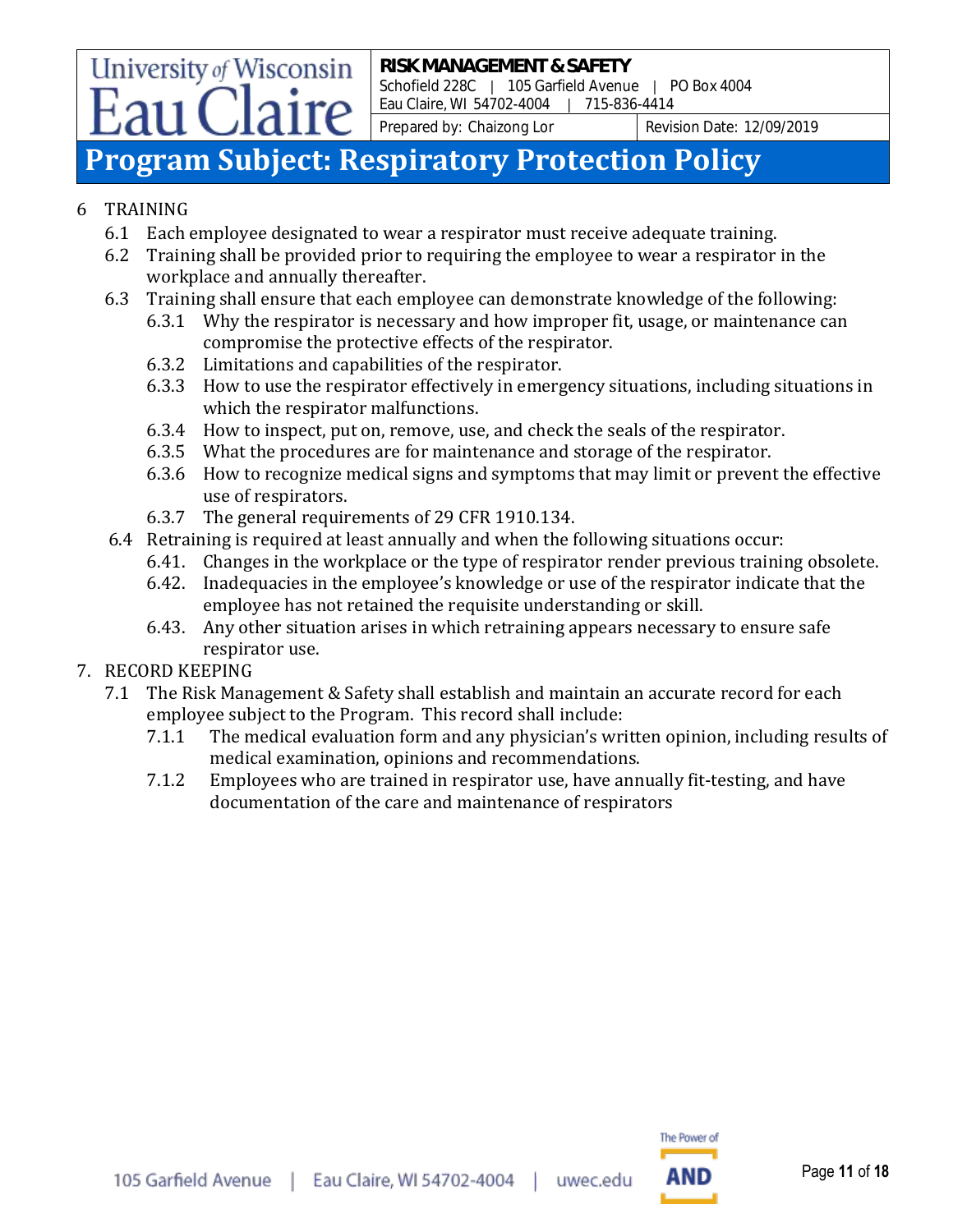6 TRAINING

6.1 Each employee designated to wear a respirator must receive adequate training.

6.2 Training shall be provided prior to requiring the employee to wear a respirator in the workplace and annually thereafter.

6.3 Training shall ensure that each employee can demonstrate knowledge of the following:

6.3.1 Why the respirator is necessary and how improper fit, usage, or maintenance can compromise the protective effects of the respirator.

6.3.2 Limitations and capabilities of the respirator.

6.3.3 How to use the respirator effectively in emergency situations, including situations in which the respirator malfunctions.

6.3.4 How to inspect, put on, remove, use, and check the seals of the respirator.

6.3.5 What the procedures are for maintenance and storage of the respirator.

6.3.6 How to recognize medical signs and symptoms that may limit or prevent the effective use of respirators.

6.3.7 The general requirements of 29 CFR 1910.134.

6.4 Retraining is required at least annually and when the following situations occur:

6.41. Changes in the workplace or the type of respirator render previous training obsolete.

6.42. Inadequacies in the employee's knowledge or use of the respirator indicate that the employee has not retained the requisite understanding or skill.

6.43. Any other situation arises in which retraining appears necessary to ensure safe respirator use.

7. RECORD KEEPING

7.1 The Risk Management & Safety shall establish and maintain an accurate record for each employee subject to the Program. This record shall include:

7.1.1 The medical evaluation form and any physician's written opinion, including results of medical examination, opinions and recommendations.

7.1.2 Employees who are trained in respirator use, have annually fit-testing, and have documentation of the care and maintenance of respirators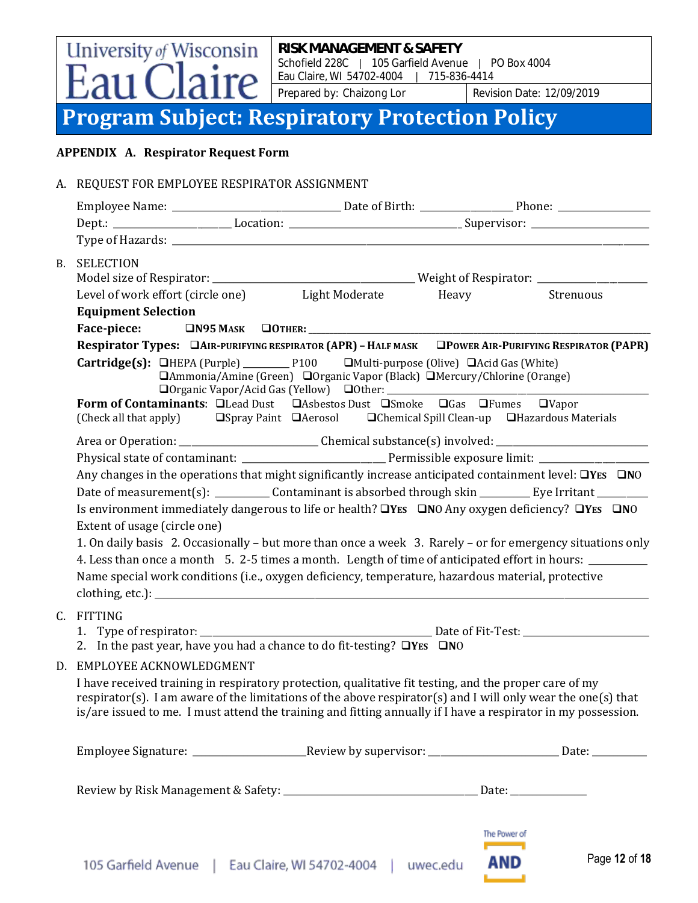# Program Subject: Respiratory Protection Policy

**APPENDIX A. Respirator Request Form**

A. REQUEST FOR EMPLOYEE RESPIRATOR ASSIGNMENT

Employee Name: ______________________ Date of Birth: ______________ Phone: ______________

Dept.: ________________ Location: ________________________ Supervisor: ________________

Type of Hazards: ______________________________________________________________

B. SELECTION

Model size of Respirator: ____________________________ Weight of Respirator: ________________

Level of work effort (circle one) Light Moderate Heavy Strenuous

**Equipment Selection**

**Face-piece:** ❑N95 Mask ❑Other: ________________________________________________

**Respirator Types:** ❑Air-purifying respirator (APR) – Half mask ❑Power Air-Purifying Respirator (PAPR)

**Cartridge(s):** ❑HEPA (Purple) ________ P100 ❑Multi-purpose (Olive) ❑Acid Gas (White)
❑Ammonia/Amine (Green) ❑Organic Vapor (Black) ❑Mercury/Chlorine (Orange)
❑Organic Vapor/Acid Gas (Yellow) ❑Other: ______________________________

**Form of Contaminants**: ❑Lead Dust ❑Asbestos Dust ❑Smoke ❑Gas ❑Fumes ❑Vapor
(Check all that apply) ❑Spray Paint ❑Aerosol ❑Chemical Spill Clean-up ❑Hazardous Materials

Area or Operation: ____________________ Chemical substance(s) involved: ____________________

Physical state of contaminant: ____________________ Permissible exposure limit: ________________

Any changes in the operations that might significantly increase anticipated containment level: ❑Yes ❑NO

Date of measurement(s): ________ Contaminant is absorbed through skin ________ Eye Irritant ________

Is environment immediately dangerous to life or health? ❑Yes ❑NO Any oxygen deficiency? ❑Yes ❑NO

Extent of usage (circle one)

1. On daily basis 2. Occasionally – but more than once a week 3. Rarely – or for emergency situations only
4. Less than once a month 5. 2-5 times a month. Length of time of anticipated effort in hours: __________

Name special work conditions (i.e., oxygen deficiency, temperature, hazardous material, protective clothing, etc.): ______________________________________________________________

C. FITTING

1. Type of respirator: ________________________________ Date of Fit-Test: ____________________
2. In the past year, have you had a chance to do fit-testing? ❑Yes ❑NO

D. EMPLOYEE ACKNOWLEDGMENT

I have received training in respiratory protection, qualitative fit testing, and the proper care of my respirator(s). I am aware of the limitations of the above respirator(s) and I will only wear the one(s) that is/are issued to me. I must attend the training and fitting annually if I have a respirator in my possession.

Employee Signature: ________________ Review by supervisor: ____________________ Date: __________

Review by Risk Management & Safety: ______________________________ Date: ____________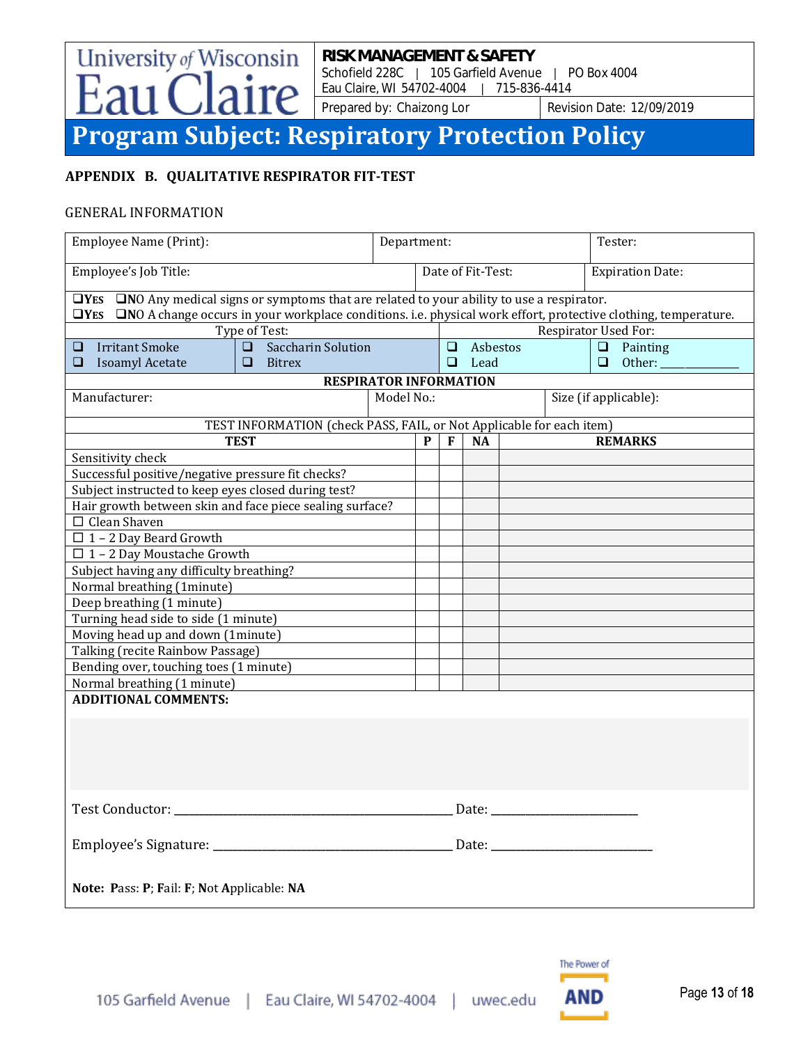## APPENDIX B. QUALITATIVE RESPIRATOR FIT-TEST

GENERAL INFORMATION

| Employee Name (Print): | Department: | Tester: |
|---|---|---|
| Employee's Job Title: | Date of Fit-Test: | Expiration Date: |

❑YES ❑NO Any medical signs or symptoms that are related to your ability to use a respirator.
❑YES ❑NO A change occurs in your workplace conditions. i.e. physical work effort, protective clothing, temperature.

| Type of Test: | | Respirator Used For: | |
|---|---|---|---|
| ❑ Irritant Smoke | ❑ Saccharin Solution | ❑ Asbestos | ❑ Painting |
| ❑ Isoamyl Acetate | ❑ Bitrex | ❑ Lead | ❑ Other: ______________ |

**RESPIRATOR INFORMATION**

| Manufacturer: | Model No.: | Size (if applicable): |
|---|---|---|

TEST INFORMATION (check PASS, FAIL, or Not Applicable for each item)

| TEST | P | F | NA | REMARKS |
|---|---|---|---|---|
| Sensitivity check | | | | |
| Successful positive/negative pressure fit checks? | | | | |
| Subject instructed to keep eyes closed during test? | | | | |
| Hair growth between skin and face piece sealing surface? | | | | |
| ☐ Clean Shaven | | | | |
| ☐ 1 – 2 Day Beard Growth | | | | |
| ☐ 1 – 2 Day Moustache Growth | | | | |
| Subject having any difficulty breathing? | | | | |
| Normal breathing (1minute) | | | | |
| Deep breathing (1 minute) | | | | |
| Turning head side to side (1 minute) | | | | |
| Moving head up and down (1minute) | | | | |
| Talking (recite Rainbow Passage) | | | | |
| Bending over, touching toes (1 minute) | | | | |
| Normal breathing (1 minute) | | | | |

**ADDITIONAL COMMENTS:**

Test Conductor: ________________________________________ Date: ________________________

Employee's Signature: ________________________________________ Date: ____________________________

**Note: P**ass: **P**; **F**ail: **F**; **N**ot **A**pplicable: **NA**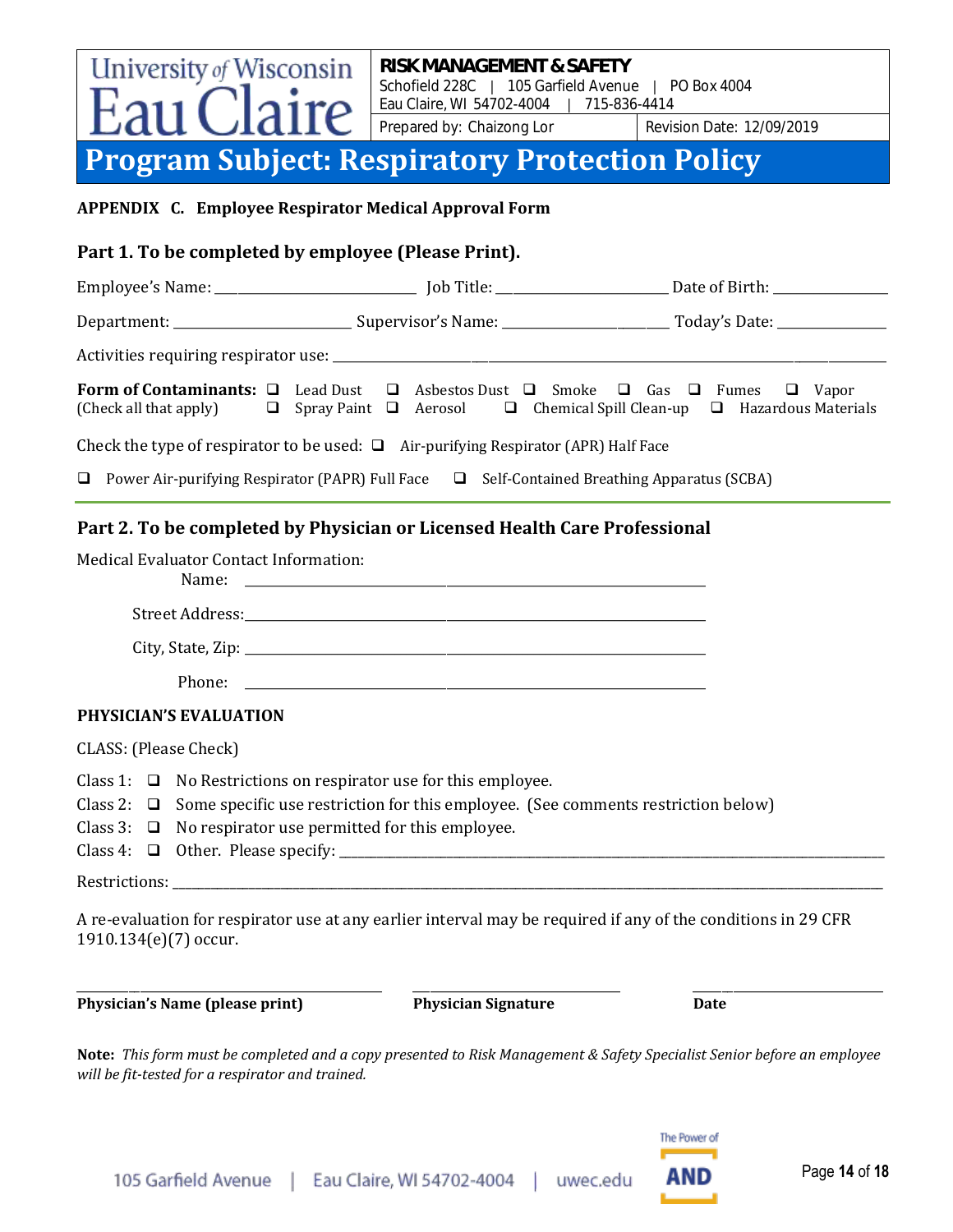# Program Subject: Respiratory Protection Policy

**APPENDIX C. Employee Respirator Medical Approval Form**

## Part 1. To be completed by employee (Please Print).

Employee's Name: __________________________ Job Title: ______________________ Date of Birth: _______________

Department: ________________________ Supervisor's Name: _____________________ Today's Date: ______________

Activities requiring respirator use: ________________________________________________________________________

**Form of Contaminants:** ❑ Lead Dust ❑ Asbestos Dust ❑ Smoke ❑ Gas ❑ Fumes ❑ Vapor
(Check all that apply) ❑ Spray Paint ❑ Aerosol ❑ Chemical Spill Clean-up ❑ Hazardous Materials

Check the type of respirator to be used: ❑ Air-purifying Respirator (APR) Half Face

❑ Power Air-purifying Respirator (PAPR) Full Face ❑ Self-Contained Breathing Apparatus (SCBA)

## Part 2. To be completed by Physician or Licensed Health Care Professional

Medical Evaluator Contact Information:

Name: ___________________________________________________________

Street Address: ___________________________________________________________

City, State, Zip: ___________________________________________________________

Phone: ___________________________________________________________

**PHYSICIAN'S EVALUATION**

CLASS: (Please Check)

Class 1: ❑ No Restrictions on respirator use for this employee.
Class 2: ❑ Some specific use restriction for this employee. (See comments restriction below)
Class 3: ❑ No respirator use permitted for this employee.
Class 4: ❑ Other. Please specify: ____________________________________________________________________________

Restrictions: ____________________________________________________________________________________________

A re-evaluation for respirator use at any earlier interval may be required if any of the conditions in 29 CFR 1910.134(e)(7) occur.

_______________________________________ _______________________________ ______________________

**Physician's Name (please print)** **Physician Signature** **Date**

**Note:** *This form must be completed and a copy presented to Risk Management & Safety Specialist Senior before an employee will be fit-tested for a respirator and trained.*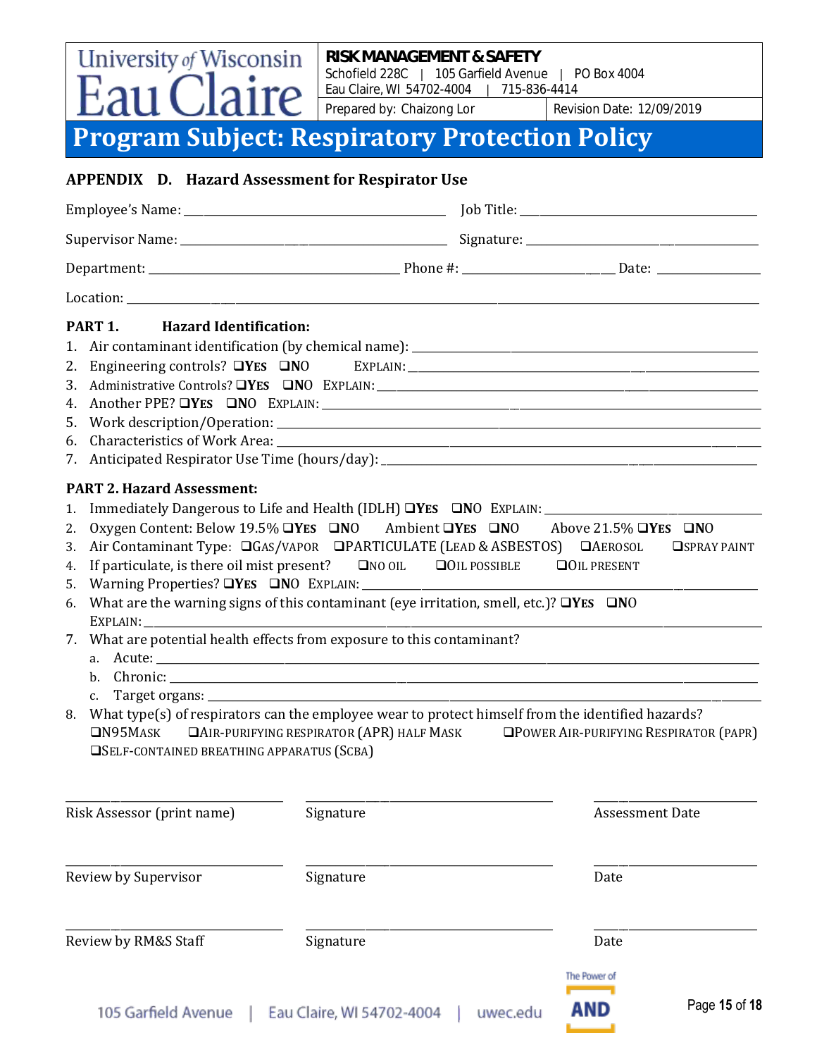# Program Subject: Respiratory Protection Policy

## APPENDIX D. Hazard Assessment for Respirator Use

Employee's Name: ______________________ Job Title: ______________________

Supervisor Name: ______________________ Signature: ______________________

Department: ______________________ Phone #: ______________ Date: ____________

Location: ______________________________________________

### PART 1. Hazard Identification:

1. Air contaminant identification (by chemical name): ______________________
2. Engineering controls? ❑YES ❑NO EXPLAIN: ______________________
3. Administrative Controls? ❑YES ❑NO EXPLAIN: ______________________
4. Another PPE? ❑YES ❑NO EXPLAIN: ______________________
5. Work description/Operation: ______________________
6. Characteristics of Work Area: ______________________
7. Anticipated Respirator Use Time (hours/day): ______________________

### PART 2. Hazard Assessment:

1. Immediately Dangerous to Life and Health (IDLH) ❑YES ❑NO EXPLAIN: ______________________
2. Oxygen Content: Below 19.5% ❑YES ❑NO Ambient ❑YES ❑NO Above 21.5% ❑YES ❑NO
3. Air Contaminant Type: ❑GAS/VAPOR ❑PARTICULATE (LEAD & ASBESTOS) ❑AEROSOL ❑SPRAY PAINT
4. If particulate, is there oil mist present? ❑NO OIL ❑OIL POSSIBLE ❑OIL PRESENT
5. Warning Properties? ❑YES ❑NO EXPLAIN: ______________________
6. What are the warning signs of this contaminant (eye irritation, smell, etc.)? ❑YES ❑NO
   EXPLAIN: ______________________
7. What are potential health effects from exposure to this contaminant?
   a. Acute: ______________________
   b. Chronic: ______________________
   c. Target organs: ______________________
8. What type(s) of respirators can the employee wear to protect himself from the identified hazards?
   ❑N95MASK ❑AIR-PURIFYING RESPIRATOR (APR) HALF MASK ❑POWER AIR-PURIFYING RESPIRATOR (PAPR) ❑SELF-CONTAINED BREATHING APPARATUS (SCBA)

| ______________________ | ______________________ | ______________________ |
|---|---|---|
| Risk Assessor (print name) | Signature | Assessment Date |
| ______________________ | ______________________ | ______________________ |
| Review by Supervisor | Signature | Date |
| ______________________ | ______________________ | ______________________ |
| Review by RM&S Staff | Signature | Date |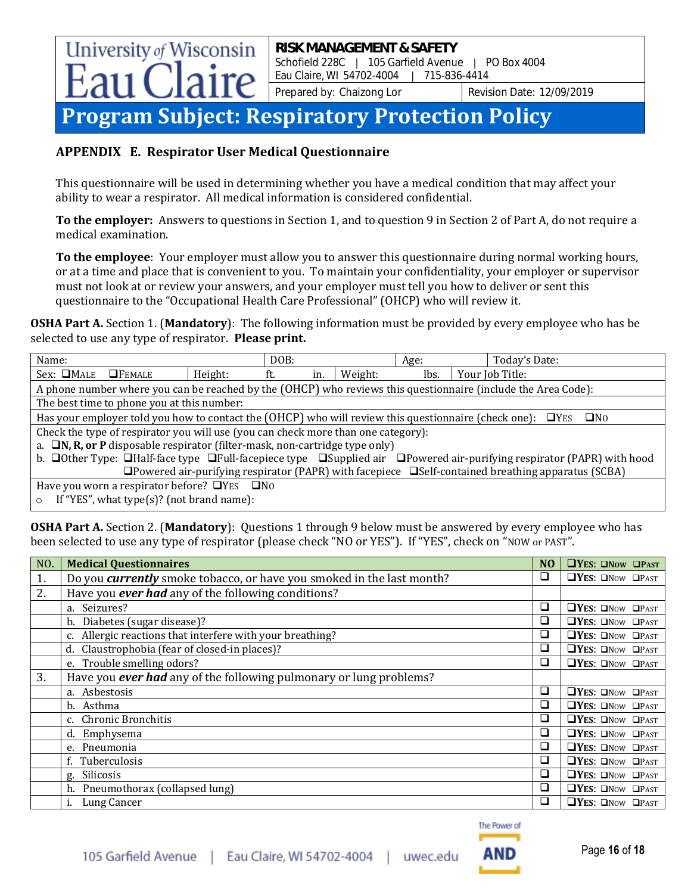## APPENDIX E. Respirator User Medical Questionnaire

This questionnaire will be used in determining whether you have a medical condition that may affect your ability to wear a respirator. All medical information is considered confidential.

**To the employer:** Answers to questions in Section 1, and to question 9 in Section 2 of Part A, do not require a medical examination.

**To the employee**: Your employer must allow you to answer this questionnaire during normal working hours, or at a time and place that is convenient to you. To maintain your confidentiality, your employer or supervisor must not look at or review your answers, and your employer must tell you how to deliver or sent this questionnaire to the "Occupational Health Care Professional" (OHCP) who will review it.

**OSHA Part A.** Section 1. (**Mandatory**): The following information must be provided by every employee who has be selected to use any type of respirator. **Please print.**

| Name: | | DOB: | | Age: | Today's Date: |
|---|---|---|---|---|---|
| Sex: ❑Male ❑Female | Height: ft. in. | Weight: lbs. | | Your Job Title: | |
| A phone number where you can be reached by the (OHCP) who reviews this questionnaire (include the Area Code): | | | | | |
| The best time to phone you at this number: | | | | | |
| Has your employer told you how to contact the (OHCP) who will review this questionnaire (check one): ❑Yes ❑No | | | | | |
| Check the type of respirator you will use (you can check more than one category):<br>a. ❑**N, R, or P** disposable respirator (filter-mask, non-cartridge type only)<br>b. ❑Other Type: ❑Half-face type ❑Full-facepiece type ❑Supplied air ❑Powered air-purifying respirator (PAPR) with hood ❑Powered air-purifying respirator (PAPR) with facepiece ❑Self-contained breathing apparatus (SCBA) | | | | | |
| Have you worn a respirator before? ❑Yes ❑No<br>○ If "YES", what type(s)? (not brand name): | | | | | |

**OSHA Part A.** Section 2. (**Mandatory**): Questions 1 through 9 below must be answered by every employee who has been selected to use any type of respirator (please check "NO or YES"). If "YES", check on "NOW or PAST".

| NO. | Medical Questionnaires | NO | ❑YES: ❑Now ❑Past |
|---|---|---|---|
| 1. | Do you ***currently*** smoke tobacco, or have you smoked in the last month? | ❑ | ❑YES: ❑Now ❑Past |
| 2. | Have you ***ever had*** any of the following conditions? | | |
| | a. Seizures? | ❑ | ❑YES: ❑Now ❑Past |
| | b. Diabetes (sugar disease)? | ❑ | ❑YES: ❑Now ❑Past |
| | c. Allergic reactions that interfere with your breathing? | ❑ | ❑YES: ❑Now ❑Past |
| | d. Claustrophobia (fear of closed-in places)? | ❑ | ❑YES: ❑Now ❑Past |
| | e. Trouble smelling odors? | ❑ | ❑YES: ❑Now ❑Past |
| 3. | Have you ***ever had*** any of the following pulmonary or lung problems? | | |
| | a. Asbestosis | ❑ | ❑YES: ❑Now ❑Past |
| | b. Asthma | ❑ | ❑YES: ❑Now ❑Past |
| | c. Chronic Bronchitis | ❑ | ❑YES: ❑Now ❑Past |
| | d. Emphysema | ❑ | ❑YES: ❑Now ❑Past |
| | e. Pneumonia | ❑ | ❑YES: ❑Now ❑Past |
| | f. Tuberculosis | ❑ | ❑YES: ❑Now ❑Past |
| | g. Silicosis | ❑ | ❑YES: ❑Now ❑Past |
| | h. Pneumothorax (collapsed lung) | ❑ | ❑YES: ❑Now ❑Past |
| | i. Lung Cancer | ❑ | ❑YES: ❑Now ❑Past |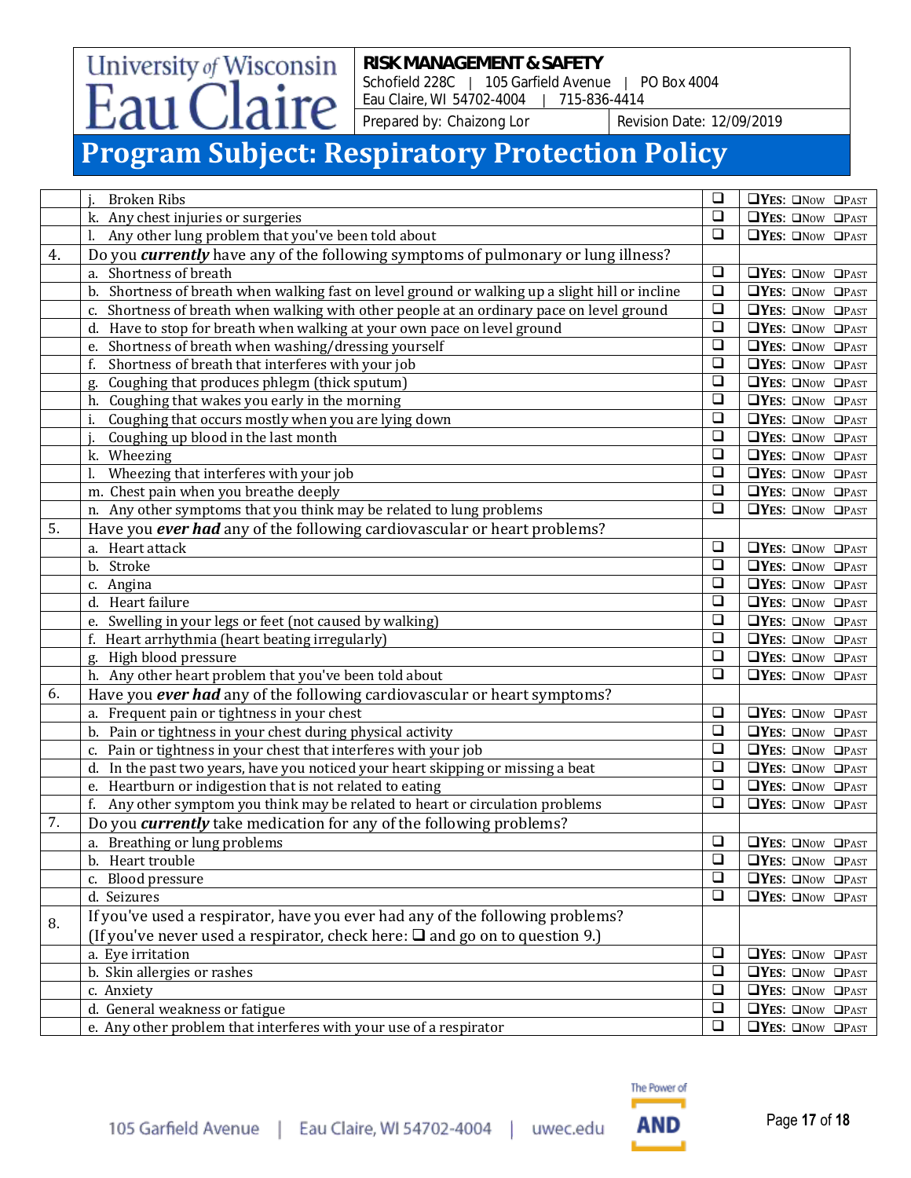# Program Subject: Respiratory Protection Policy

| | | | |
|---|---|---|---|
| | j. Broken Ribs | ❑ | ❑YES: ❑Now ❑Past |
| | k. Any chest injuries or surgeries | ❑ | ❑YES: ❑Now ❑Past |
| | l. Any other lung problem that you've been told about | ❑ | ❑YES: ❑Now ❑Past |
| 4. | Do you ***currently*** have any of the following symptoms of pulmonary or lung illness? | | |
| | a. Shortness of breath | ❑ | ❑YES: ❑Now ❑Past |
| | b. Shortness of breath when walking fast on level ground or walking up a slight hill or incline | ❑ | ❑YES: ❑Now ❑Past |
| | c. Shortness of breath when walking with other people at an ordinary pace on level ground | ❑ | ❑YES: ❑Now ❑Past |
| | d. Have to stop for breath when walking at your own pace on level ground | ❑ | ❑YES: ❑Now ❑Past |
| | e. Shortness of breath when washing/dressing yourself | ❑ | ❑YES: ❑Now ❑Past |
| | f. Shortness of breath that interferes with your job | ❑ | ❑YES: ❑Now ❑Past |
| | g. Coughing that produces phlegm (thick sputum) | ❑ | ❑YES: ❑Now ❑Past |
| | h. Coughing that wakes you early in the morning | ❑ | ❑YES: ❑Now ❑Past |
| | i. Coughing that occurs mostly when you are lying down | ❑ | ❑YES: ❑Now ❑Past |
| | j. Coughing up blood in the last month | ❑ | ❑YES: ❑Now ❑Past |
| | k. Wheezing | ❑ | ❑YES: ❑Now ❑Past |
| | l. Wheezing that interferes with your job | ❑ | ❑YES: ❑Now ❑Past |
| | m. Chest pain when you breathe deeply | ❑ | ❑YES: ❑Now ❑Past |
| | n. Any other symptoms that you think may be related to lung problems | ❑ | ❑YES: ❑Now ❑Past |
| 5. | Have you ***ever had*** any of the following cardiovascular or heart problems? | | |
| | a. Heart attack | ❑ | ❑YES: ❑Now ❑Past |
| | b. Stroke | ❑ | ❑YES: ❑Now ❑Past |
| | c. Angina | ❑ | ❑YES: ❑Now ❑Past |
| | d. Heart failure | ❑ | ❑YES: ❑Now ❑Past |
| | e. Swelling in your legs or feet (not caused by walking) | ❑ | ❑YES: ❑Now ❑Past |
| | f. Heart arrhythmia (heart beating irregularly) | ❑ | ❑YES: ❑Now ❑Past |
| | g. High blood pressure | ❑ | ❑YES: ❑Now ❑Past |
| | h. Any other heart problem that you've been told about | ❑ | ❑YES: ❑Now ❑Past |
| 6. | Have you ***ever had*** any of the following cardiovascular or heart symptoms? | | |
| | a. Frequent pain or tightness in your chest | ❑ | ❑YES: ❑Now ❑Past |
| | b. Pain or tightness in your chest during physical activity | ❑ | ❑YES: ❑Now ❑Past |
| | c. Pain or tightness in your chest that interferes with your job | ❑ | ❑YES: ❑Now ❑Past |
| | d. In the past two years, have you noticed your heart skipping or missing a beat | ❑ | ❑YES: ❑Now ❑Past |
| | e. Heartburn or indigestion that is not related to eating | ❑ | ❑YES: ❑Now ❑Past |
| | f. Any other symptom you think may be related to heart or circulation problems | ❑ | ❑YES: ❑Now ❑Past |
| 7. | Do you ***currently*** take medication for any of the following problems? | | |
| | a. Breathing or lung problems | ❑ | ❑YES: ❑Now ❑Past |
| | b. Heart trouble | ❑ | ❑YES: ❑Now ❑Past |
| | c. Blood pressure | ❑ | ❑YES: ❑Now ❑Past |
| | d. Seizures | ❑ | ❑YES: ❑Now ❑Past |
| 8. | If you've used a respirator, have you ever had any of the following problems? (If you've never used a respirator, check here: ❑ and go on to question 9.) | | |
| | a. Eye irritation | ❑ | ❑YES: ❑Now ❑Past |
| | b. Skin allergies or rashes | ❑ | ❑YES: ❑Now ❑Past |
| | c. Anxiety | ❑ | ❑YES: ❑Now ❑Past |
| | d. General weakness or fatigue | ❑ | ❑YES: ❑Now ❑Past |
| | e. Any other problem that interferes with your use of a respirator | ❑ | ❑YES: ❑Now ❑Past |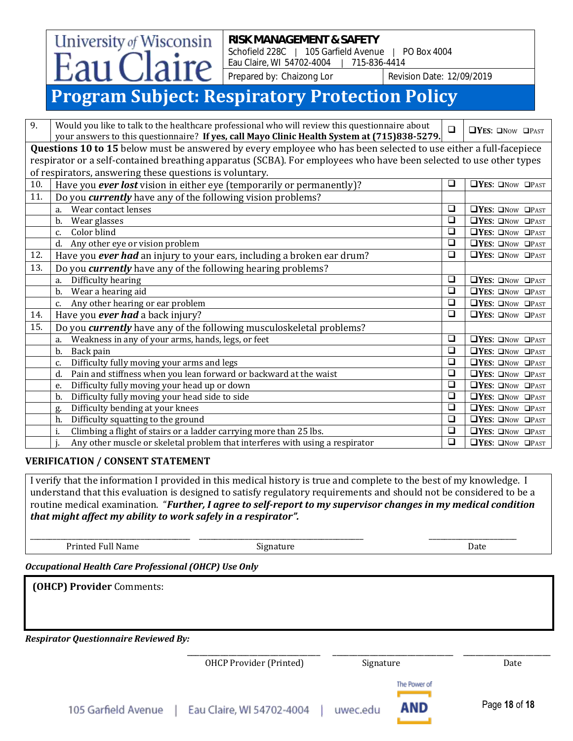University of Wisconsin Eau Claire

**RISK MANAGEMENT & SAFETY**
Schofield 228C | 105 Garfield Avenue | PO Box 4004
Eau Claire, WI 54702-4004 | 715-836-4414

Prepared by: Chaizong Lor | Revision Date: 12/09/2019

# Program Subject: Respiratory Protection Policy

| | | | |
|---|---|---|---|
| 9. | Would you like to talk to the healthcare professional who will review this questionnaire about your answers to this questionnaire? **If yes, call Mayo Clinic Health System at (715)838-5279.** | ❑ | ❑**YES:** ❑Now ❑Past |
| **Questions 10 to 15** below must be answered by every employee who has been selected to use either a full-facepiece respirator or a self-contained breathing apparatus (SCBA). For employees who have been selected to use other types of respirators, answering these questions is voluntary. | | | |
| 10. | Have you ***ever lost*** vision in either eye (temporarily or permanently)? | ❑ | ❑**YES:** ❑Now ❑Past |
| 11. | Do you ***currently*** have any of the following vision problems? | | |
| | a. Wear contact lenses | ❑ | ❑**YES:** ❑Now ❑Past |
| | b. Wear glasses | ❑ | ❑**YES:** ❑Now ❑Past |
| | c. Color blind | ❑ | ❑**YES:** ❑Now ❑Past |
| | d. Any other eye or vision problem | ❑ | ❑**YES:** ❑Now ❑Past |
| 12. | Have you ***ever had*** an injury to your ears, including a broken ear drum? | ❑ | ❑**YES:** ❑Now ❑Past |
| 13. | Do you ***currently*** have any of the following hearing problems? | | |
| | a. Difficulty hearing | ❑ | ❑**YES:** ❑Now ❑Past |
| | b. Wear a hearing aid | ❑ | ❑**YES:** ❑Now ❑Past |
| | c. Any other hearing or ear problem | ❑ | ❑**YES:** ❑Now ❑Past |
| 14. | Have you ***ever had*** a back injury? | ❑ | ❑**YES:** ❑Now ❑Past |
| 15. | Do you ***currently*** have any of the following musculoskeletal problems? | | |
| | a. Weakness in any of your arms, hands, legs, or feet | ❑ | ❑**YES:** ❑Now ❑Past |
| | b. Back pain | ❑ | ❑**YES:** ❑Now ❑Past |
| | c. Difficulty fully moving your arms and legs | ❑ | ❑**YES:** ❑Now ❑Past |
| | d. Pain and stiffness when you lean forward or backward at the waist | ❑ | ❑**YES:** ❑Now ❑Past |
| | e. Difficulty fully moving your head up or down | ❑ | ❑**YES:** ❑Now ❑Past |
| | b. Difficulty fully moving your head side to side | ❑ | ❑**YES:** ❑Now ❑Past |
| | g. Difficulty bending at your knees | ❑ | ❑**YES:** ❑Now ❑Past |
| | h. Difficulty squatting to the ground | ❑ | ❑**YES:** ❑Now ❑Past |
| | i. Climbing a flight of stairs or a ladder carrying more than 25 lbs. | ❑ | ❑**YES:** ❑Now ❑Past |
| | j. Any other muscle or skeletal problem that interferes with using a respirator | ❑ | ❑**YES:** ❑Now ❑Past |

**VERIFICATION / CONSENT STATEMENT**

I verify that the information I provided in this medical history is true and complete to the best of my knowledge. I understand that this evaluation is designed to satisfy regulatory requirements and should not be considered to be a routine medical examination. "***Further, I agree to self-report to my supervisor changes in my medical condition that might affect my ability to work safely in a respirator".***

\_\_\_\_\_\_\_\_\_\_\_\_\_\_\_\_\_\_\_\_ \_\_\_\_\_\_\_\_\_\_\_\_\_\_\_\_\_\_\_\_ \_\_\_\_\_\_\_\_\_\_\_\_
Printed Full Name | Signature | Date

***Occupational Health Care Professional (OHCP) Use Only***

**(OHCP) Provider** Comments:

***Respirator Questionnaire Reviewed By:***

\_\_\_\_\_\_\_\_\_\_\_\_\_\_\_\_\_\_\_\_ \_\_\_\_\_\_\_\_\_\_\_\_\_\_\_\_\_\_\_\_ \_\_\_\_\_\_\_\_\_\_\_\_
OHCP Provider (Printed) | Signature | Date